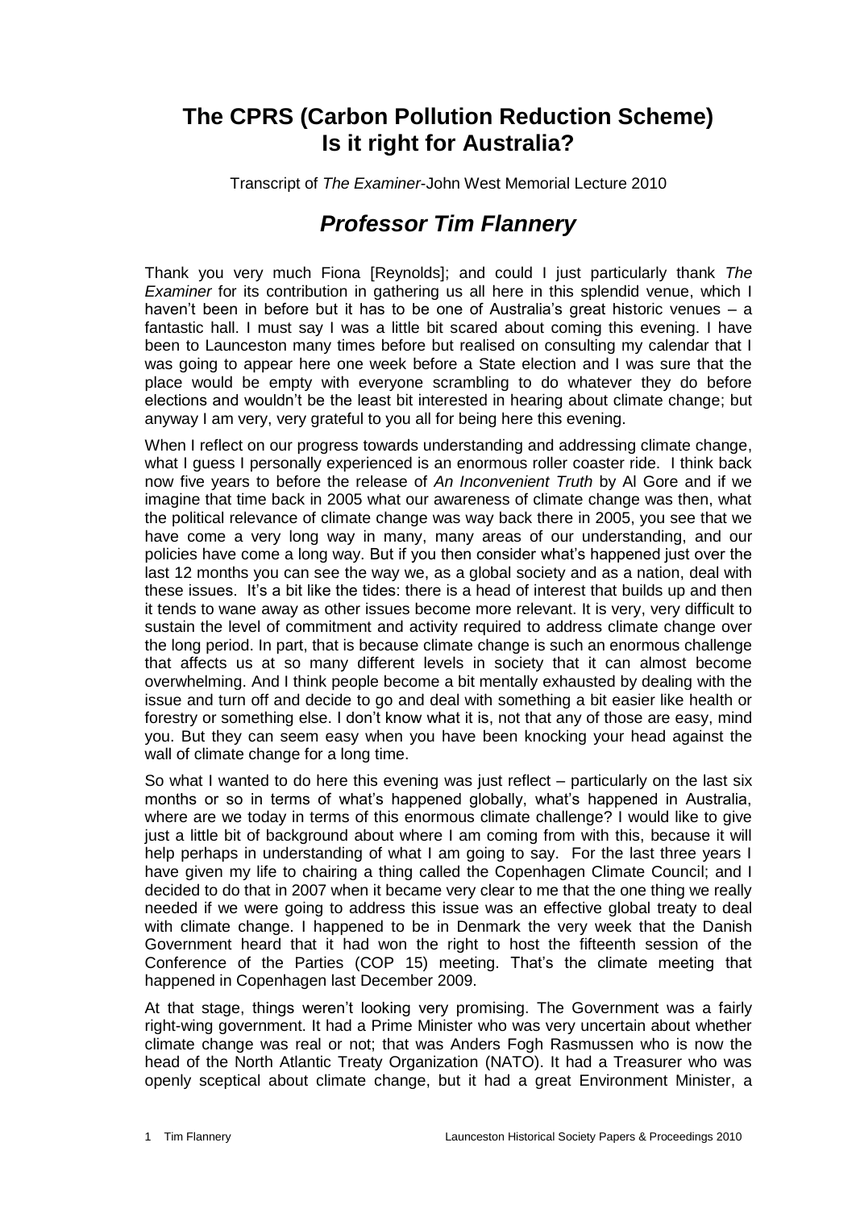# The CPRS (Carbon Pollution Reduction Scheme)
# Is it right for Australia?

Transcript of *The Examiner*-John West Memorial Lecture 2010

## *Professor Tim Flannery*

Thank you very much Fiona [Reynolds]; and could I just particularly thank *The Examiner* for its contribution in gathering us all here in this splendid venue, which I haven't been in before but it has to be one of Australia's great historic venues – a fantastic hall. I must say I was a little bit scared about coming this evening. I have been to Launceston many times before but realised on consulting my calendar that I was going to appear here one week before a State election and I was sure that the place would be empty with everyone scrambling to do whatever they do before elections and wouldn't be the least bit interested in hearing about climate change; but anyway I am very, very grateful to you all for being here this evening.

When I reflect on our progress towards understanding and addressing climate change, what I guess I personally experienced is an enormous roller coaster ride. I think back now five years to before the release of *An Inconvenient Truth* by Al Gore and if we imagine that time back in 2005 what our awareness of climate change was then, what the political relevance of climate change was way back there in 2005, you see that we have come a very long way in many, many areas of our understanding, and our policies have come a long way. But if you then consider what's happened just over the last 12 months you can see the way we, as a global society and as a nation, deal with these issues. It's a bit like the tides: there is a head of interest that builds up and then it tends to wane away as other issues become more relevant. It is very, very difficult to sustain the level of commitment and activity required to address climate change over the long period. In part, that is because climate change is such an enormous challenge that affects us at so many different levels in society that it can almost become overwhelming. And I think people become a bit mentally exhausted by dealing with the issue and turn off and decide to go and deal with something a bit easier like health or forestry or something else. I don't know what it is, not that any of those are easy, mind you. But they can seem easy when you have been knocking your head against the wall of climate change for a long time.

So what I wanted to do here this evening was just reflect – particularly on the last six months or so in terms of what's happened globally, what's happened in Australia, where are we today in terms of this enormous climate challenge? I would like to give just a little bit of background about where I am coming from with this, because it will help perhaps in understanding of what I am going to say. For the last three years I have given my life to chairing a thing called the Copenhagen Climate Council; and I decided to do that in 2007 when it became very clear to me that the one thing we really needed if we were going to address this issue was an effective global treaty to deal with climate change. I happened to be in Denmark the very week that the Danish Government heard that it had won the right to host the fifteenth session of the Conference of the Parties (COP 15) meeting. That's the climate meeting that happened in Copenhagen last December 2009.

At that stage, things weren't looking very promising. The Government was a fairly right-wing government. It had a Prime Minister who was very uncertain about whether climate change was real or not; that was Anders Fogh Rasmussen who is now the head of the North Atlantic Treaty Organization (NATO). It had a Treasurer who was openly sceptical about climate change, but it had a great Environment Minister, a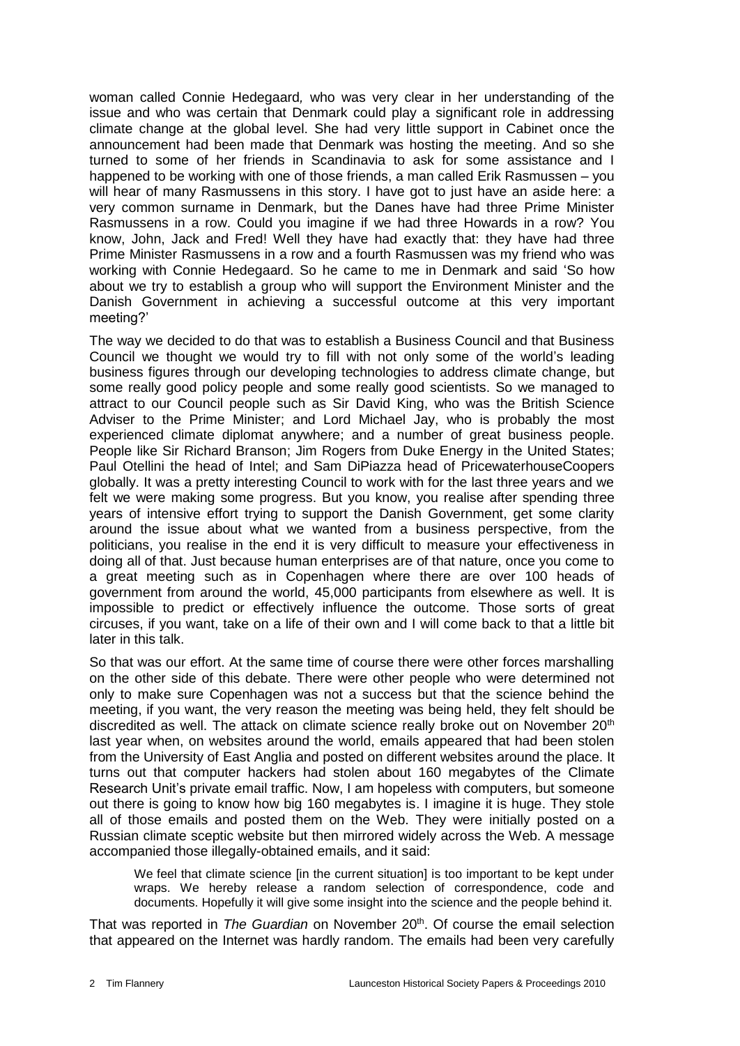woman called Connie Hedegaard*,* who was very clear in her understanding of the issue and who was certain that Denmark could play a significant role in addressing climate change at the global level. She had very little support in Cabinet once the announcement had been made that Denmark was hosting the meeting. And so she turned to some of her friends in Scandinavia to ask for some assistance and I happened to be working with one of those friends, a man called Erik Rasmussen – you will hear of many Rasmussens in this story. I have got to just have an aside here: a very common surname in Denmark, but the Danes have had three Prime Minister Rasmussens in a row. Could you imagine if we had three Howards in a row? You know, John, Jack and Fred! Well they have had exactly that: they have had three Prime Minister Rasmussens in a row and a fourth Rasmussen was my friend who was working with Connie Hedegaard. So he came to me in Denmark and said 'So how about we try to establish a group who will support the Environment Minister and the Danish Government in achieving a successful outcome at this very important meeting?'

The way we decided to do that was to establish a Business Council and that Business Council we thought we would try to fill with not only some of the world's leading business figures through our developing technologies to address climate change, but some really good policy people and some really good scientists. So we managed to attract to our Council people such as Sir David King, who was the British Science Adviser to the Prime Minister; and Lord Michael Jay, who is probably the most experienced climate diplomat anywhere; and a number of great business people. People like Sir Richard Branson; Jim Rogers from Duke Energy in the United States; Paul Otellini the head of Intel; and Sam DiPiazza head of PricewaterhouseCoopers globally. It was a pretty interesting Council to work with for the last three years and we felt we were making some progress. But you know, you realise after spending three years of intensive effort trying to support the Danish Government, get some clarity around the issue about what we wanted from a business perspective, from the politicians, you realise in the end it is very difficult to measure your effectiveness in doing all of that. Just because human enterprises are of that nature, once you come to a great meeting such as in Copenhagen where there are over 100 heads of government from around the world, 45,000 participants from elsewhere as well. It is impossible to predict or effectively influence the outcome. Those sorts of great circuses, if you want, take on a life of their own and I will come back to that a little bit later in this talk.

So that was our effort. At the same time of course there were other forces marshalling on the other side of this debate. There were other people who were determined not only to make sure Copenhagen was not a success but that the science behind the meeting, if you want, the very reason the meeting was being held, they felt should be discredited as well. The attack on climate science really broke out on November 20th last year when, on websites around the world, emails appeared that had been stolen from the University of East Anglia and posted on different websites around the place. It turns out that computer hackers had stolen about 160 megabytes of the Climate Research Unit's private email traffic. Now, I am hopeless with computers, but someone out there is going to know how big 160 megabytes is. I imagine it is huge. They stole all of those emails and posted them on the Web. They were initially posted on a Russian climate sceptic website but then mirrored widely across the Web. A message accompanied those illegally-obtained emails, and it said:

> We feel that climate science [in the current situation] is too important to be kept under wraps. We hereby release a random selection of correspondence, code and documents. Hopefully it will give some insight into the science and the people behind it.

That was reported in *The Guardian* on November 20th. Of course the email selection that appeared on the Internet was hardly random. The emails had been very carefully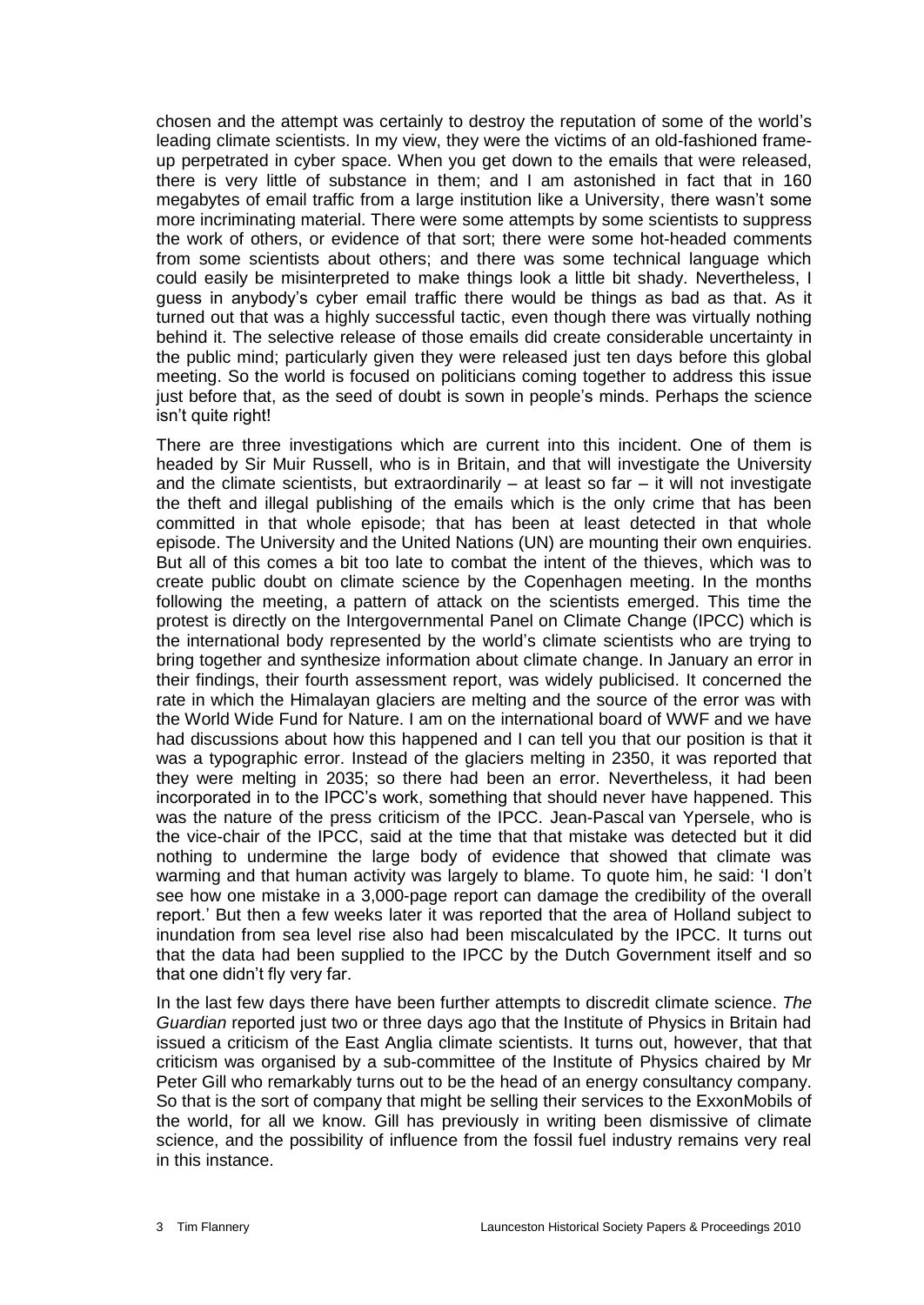chosen and the attempt was certainly to destroy the reputation of some of the world's leading climate scientists. In my view, they were the victims of an old-fashioned frame-up perpetrated in cyber space. When you get down to the emails that were released, there is very little of substance in them; and I am astonished in fact that in 160 megabytes of email traffic from a large institution like a University, there wasn't some more incriminating material. There were some attempts by some scientists to suppress the work of others, or evidence of that sort; there were some hot-headed comments from some scientists about others; and there was some technical language which could easily be misinterpreted to make things look a little bit shady. Nevertheless, I guess in anybody's cyber email traffic there would be things as bad as that. As it turned out that was a highly successful tactic, even though there was virtually nothing behind it. The selective release of those emails did create considerable uncertainty in the public mind; particularly given they were released just ten days before this global meeting. So the world is focused on politicians coming together to address this issue just before that, as the seed of doubt is sown in people's minds. Perhaps the science isn't quite right!

There are three investigations which are current into this incident. One of them is headed by Sir Muir Russell, who is in Britain, and that will investigate the University and the climate scientists, but extraordinarily – at least so far – it will not investigate the theft and illegal publishing of the emails which is the only crime that has been committed in that whole episode; that has been at least detected in that whole episode. The University and the United Nations (UN) are mounting their own enquiries. But all of this comes a bit too late to combat the intent of the thieves, which was to create public doubt on climate science by the Copenhagen meeting. In the months following the meeting, a pattern of attack on the scientists emerged. This time the protest is directly on the Intergovernmental Panel on Climate Change (IPCC) which is the international body represented by the world's climate scientists who are trying to bring together and synthesize information about climate change. In January an error in their findings, their fourth assessment report, was widely publicised. It concerned the rate in which the Himalayan glaciers are melting and the source of the error was with the World Wide Fund for Nature. I am on the international board of WWF and we have had discussions about how this happened and I can tell you that our position is that it was a typographic error. Instead of the glaciers melting in 2350, it was reported that they were melting in 2035; so there had been an error. Nevertheless, it had been incorporated in to the IPCC's work, something that should never have happened. This was the nature of the press criticism of the IPCC. Jean-Pascal van Ypersele, who is the vice-chair of the IPCC, said at the time that that mistake was detected but it did nothing to undermine the large body of evidence that showed that climate was warming and that human activity was largely to blame. To quote him, he said: 'I don't see how one mistake in a 3,000-page report can damage the credibility of the overall report.' But then a few weeks later it was reported that the area of Holland subject to inundation from sea level rise also had been miscalculated by the IPCC. It turns out that the data had been supplied to the IPCC by the Dutch Government itself and so that one didn't fly very far.

In the last few days there have been further attempts to discredit climate science. *The Guardian* reported just two or three days ago that the Institute of Physics in Britain had issued a criticism of the East Anglia climate scientists. It turns out, however, that that criticism was organised by a sub-committee of the Institute of Physics chaired by Mr Peter Gill who remarkably turns out to be the head of an energy consultancy company. So that is the sort of company that might be selling their services to the ExxonMobils of the world, for all we know. Gill has previously in writing been dismissive of climate science, and the possibility of influence from the fossil fuel industry remains very real in this instance.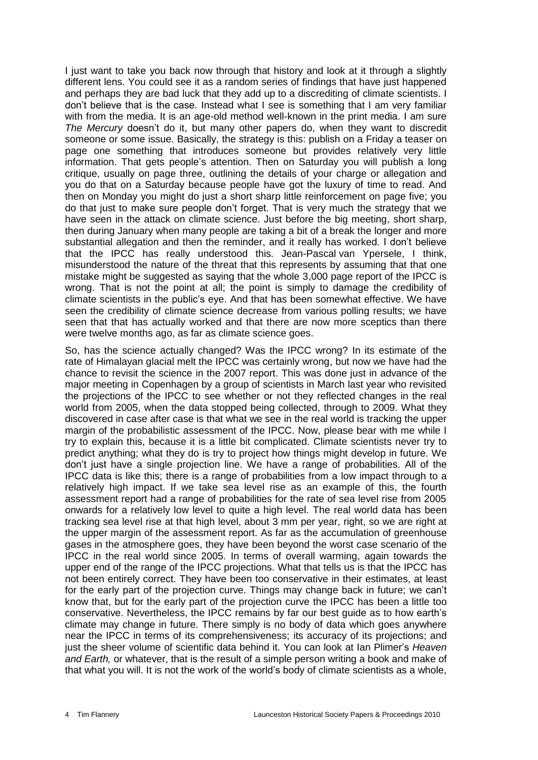I just want to take you back now through that history and look at it through a slightly different lens. You could see it as a random series of findings that have just happened and perhaps they are bad luck that they add up to a discrediting of climate scientists. I don't believe that is the case. Instead what I see is something that I am very familiar with from the media. It is an age-old method well-known in the print media. I am sure *The Mercury* doesn't do it, but many other papers do, when they want to discredit someone or some issue. Basically, the strategy is this: publish on a Friday a teaser on page one something that introduces someone but provides relatively very little information. That gets people's attention. Then on Saturday you will publish a long critique, usually on page three, outlining the details of your charge or allegation and you do that on a Saturday because people have got the luxury of time to read. And then on Monday you might do just a short sharp little reinforcement on page five; you do that just to make sure people don't forget. That is very much the strategy that we have seen in the attack on climate science. Just before the big meeting, short sharp, then during January when many people are taking a bit of a break the longer and more substantial allegation and then the reminder, and it really has worked. I don't believe that the IPCC has really understood this. Jean-Pascal van Ypersele, I think, misunderstood the nature of the threat that this represents by assuming that that one mistake might be suggested as saying that the whole 3,000 page report of the IPCC is wrong. That is not the point at all; the point is simply to damage the credibility of climate scientists in the public's eye. And that has been somewhat effective. We have seen the credibility of climate science decrease from various polling results; we have seen that that has actually worked and that there are now more sceptics than there were twelve months ago, as far as climate science goes.

So, has the science actually changed? Was the IPCC wrong? In its estimate of the rate of Himalayan glacial melt the IPCC was certainly wrong, but now we have had the chance to revisit the science in the 2007 report. This was done just in advance of the major meeting in Copenhagen by a group of scientists in March last year who revisited the projections of the IPCC to see whether or not they reflected changes in the real world from 2005, when the data stopped being collected, through to 2009. What they discovered in case after case is that what we see in the real world is tracking the upper margin of the probabilistic assessment of the IPCC. Now, please bear with me while I try to explain this, because it is a little bit complicated. Climate scientists never try to predict anything; what they do is try to project how things might develop in future. We don't just have a single projection line. We have a range of probabilities. All of the IPCC data is like this; there is a range of probabilities from a low impact through to a relatively high impact. If we take sea level rise as an example of this, the fourth assessment report had a range of probabilities for the rate of sea level rise from 2005 onwards for a relatively low level to quite a high level. The real world data has been tracking sea level rise at that high level, about 3 mm per year, right, so we are right at the upper margin of the assessment report. As far as the accumulation of greenhouse gases in the atmosphere goes, they have been beyond the worst case scenario of the IPCC in the real world since 2005. In terms of overall warming, again towards the upper end of the range of the IPCC projections. What that tells us is that the IPCC has not been entirely correct. They have been too conservative in their estimates, at least for the early part of the projection curve. Things may change back in future; we can't know that, but for the early part of the projection curve the IPCC has been a little too conservative. Nevertheless, the IPCC remains by far our best guide as to how earth's climate may change in future. There simply is no body of data which goes anywhere near the IPCC in terms of its comprehensiveness; its accuracy of its projections; and just the sheer volume of scientific data behind it. You can look at Ian Plimer's *Heaven and Earth,* or whatever, that is the result of a simple person writing a book and make of that what you will. It is not the work of the world's body of climate scientists as a whole,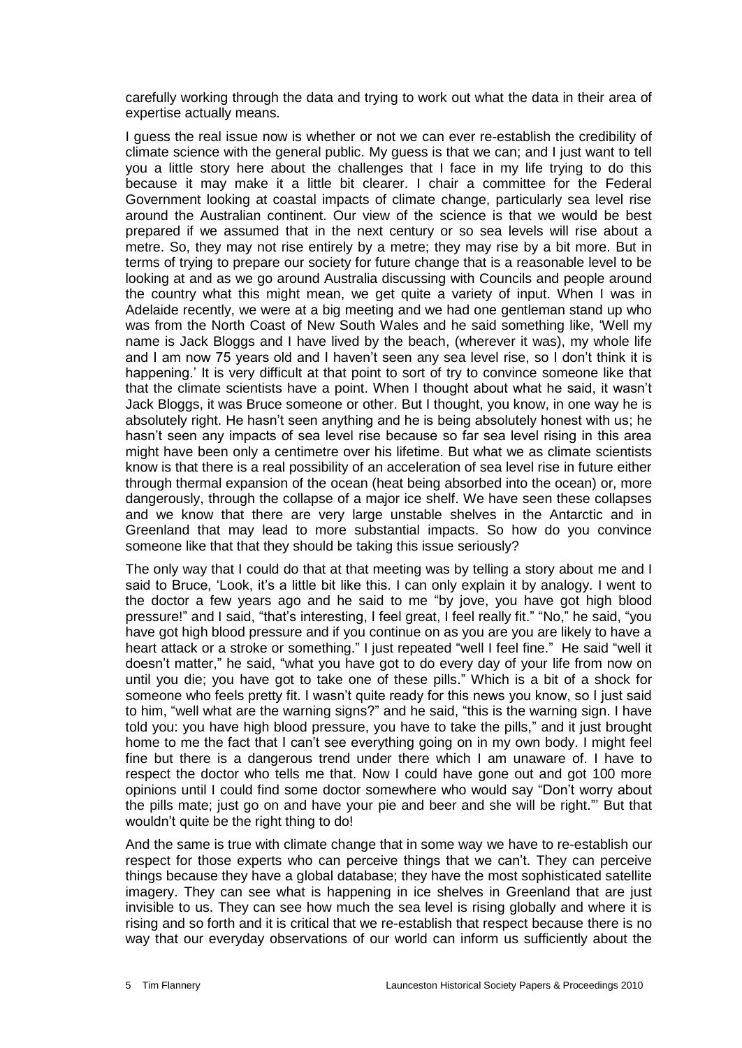carefully working through the data and trying to work out what the data in their area of expertise actually means.

I guess the real issue now is whether or not we can ever re-establish the credibility of climate science with the general public. My guess is that we can; and I just want to tell you a little story here about the challenges that I face in my life trying to do this because it may make it a little bit clearer. I chair a committee for the Federal Government looking at coastal impacts of climate change, particularly sea level rise around the Australian continent. Our view of the science is that we would be best prepared if we assumed that in the next century or so sea levels will rise about a metre. So, they may not rise entirely by a metre; they may rise by a bit more. But in terms of trying to prepare our society for future change that is a reasonable level to be looking at and as we go around Australia discussing with Councils and people around the country what this might mean, we get quite a variety of input. When I was in Adelaide recently, we were at a big meeting and we had one gentleman stand up who was from the North Coast of New South Wales and he said something like, 'Well my name is Jack Bloggs and I have lived by the beach, (wherever it was), my whole life and I am now 75 years old and I haven't seen any sea level rise, so I don't think it is happening.' It is very difficult at that point to sort of try to convince someone like that that the climate scientists have a point. When I thought about what he said, it wasn't Jack Bloggs, it was Bruce someone or other. But I thought, you know, in one way he is absolutely right. He hasn't seen anything and he is being absolutely honest with us; he hasn't seen any impacts of sea level rise because so far sea level rising in this area might have been only a centimetre over his lifetime. But what we as climate scientists know is that there is a real possibility of an acceleration of sea level rise in future either through thermal expansion of the ocean (heat being absorbed into the ocean) or, more dangerously, through the collapse of a major ice shelf. We have seen these collapses and we know that there are very large unstable shelves in the Antarctic and in Greenland that may lead to more substantial impacts. So how do you convince someone like that that they should be taking this issue seriously?

The only way that I could do that at that meeting was by telling a story about me and I said to Bruce, 'Look, it's a little bit like this. I can only explain it by analogy. I went to the doctor a few years ago and he said to me "by jove, you have got high blood pressure!" and I said, "that's interesting, I feel great, I feel really fit." "No," he said, "you have got high blood pressure and if you continue on as you are you are likely to have a heart attack or a stroke or something." I just repeated "well I feel fine." He said "well it doesn't matter," he said, "what you have got to do every day of your life from now on until you die; you have got to take one of these pills." Which is a bit of a shock for someone who feels pretty fit. I wasn't quite ready for this news you know, so I just said to him, "well what are the warning signs?" and he said, "this is the warning sign. I have told you: you have high blood pressure, you have to take the pills," and it just brought home to me the fact that I can't see everything going on in my own body. I might feel fine but there is a dangerous trend under there which I am unaware of. I have to respect the doctor who tells me that. Now I could have gone out and got 100 more opinions until I could find some doctor somewhere who would say "Don't worry about the pills mate; just go on and have your pie and beer and she will be right."' But that wouldn't quite be the right thing to do!

And the same is true with climate change that in some way we have to re-establish our respect for those experts who can perceive things that we can't. They can perceive things because they have a global database; they have the most sophisticated satellite imagery. They can see what is happening in ice shelves in Greenland that are just invisible to us. They can see how much the sea level is rising globally and where it is rising and so forth and it is critical that we re-establish that respect because there is no way that our everyday observations of our world can inform us sufficiently about the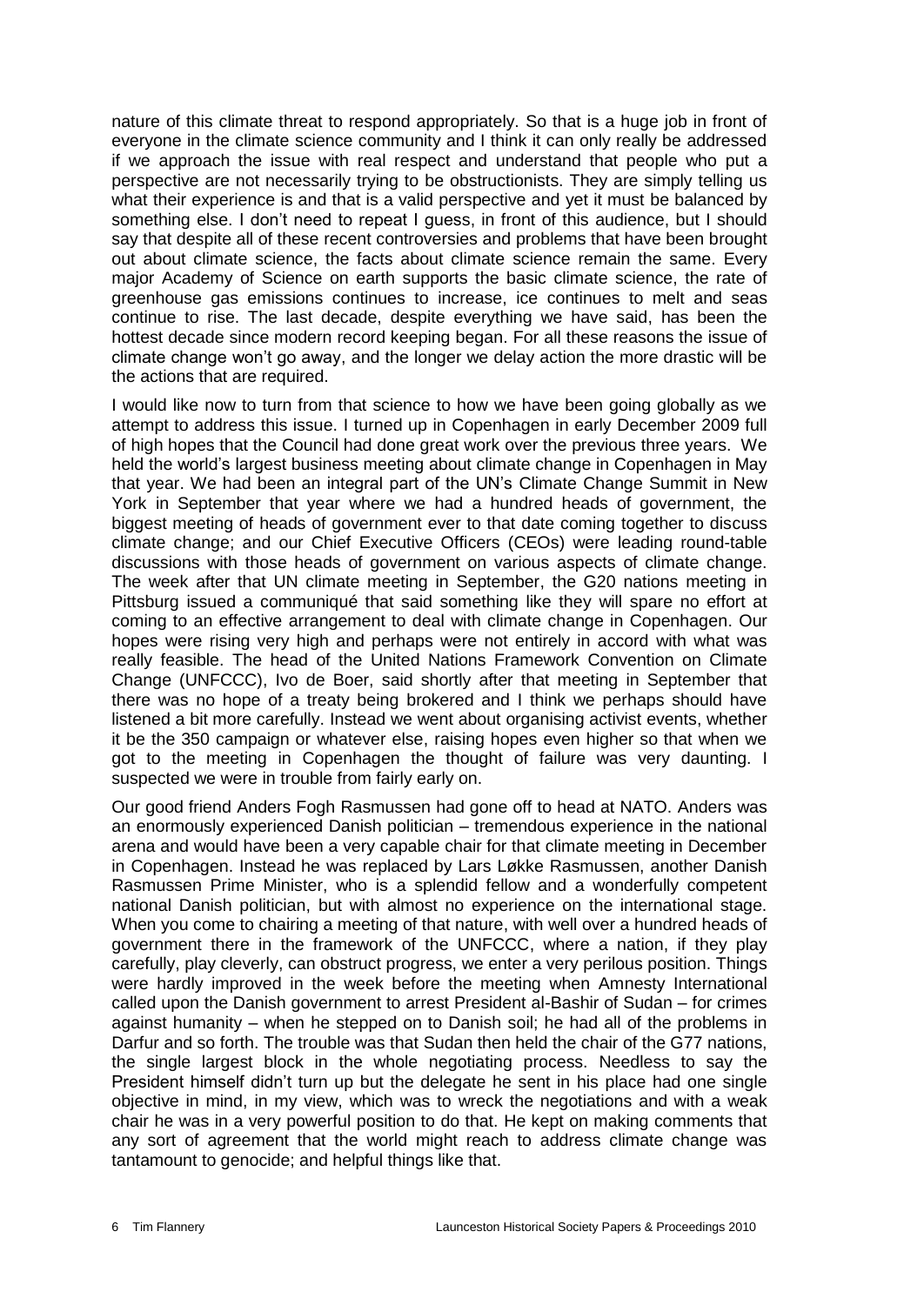nature of this climate threat to respond appropriately. So that is a huge job in front of everyone in the climate science community and I think it can only really be addressed if we approach the issue with real respect and understand that people who put a perspective are not necessarily trying to be obstructionists. They are simply telling us what their experience is and that is a valid perspective and yet it must be balanced by something else. I don't need to repeat I guess, in front of this audience, but I should say that despite all of these recent controversies and problems that have been brought out about climate science, the facts about climate science remain the same. Every major Academy of Science on earth supports the basic climate science, the rate of greenhouse gas emissions continues to increase, ice continues to melt and seas continue to rise. The last decade, despite everything we have said, has been the hottest decade since modern record keeping began. For all these reasons the issue of climate change won't go away, and the longer we delay action the more drastic will be the actions that are required.

I would like now to turn from that science to how we have been going globally as we attempt to address this issue. I turned up in Copenhagen in early December 2009 full of high hopes that the Council had done great work over the previous three years. We held the world's largest business meeting about climate change in Copenhagen in May that year. We had been an integral part of the UN's Climate Change Summit in New York in September that year where we had a hundred heads of government, the biggest meeting of heads of government ever to that date coming together to discuss climate change; and our Chief Executive Officers (CEOs) were leading round-table discussions with those heads of government on various aspects of climate change. The week after that UN climate meeting in September, the G20 nations meeting in Pittsburg issued a communiqué that said something like they will spare no effort at coming to an effective arrangement to deal with climate change in Copenhagen. Our hopes were rising very high and perhaps were not entirely in accord with what was really feasible. The head of the United Nations Framework Convention on Climate Change (UNFCCC), Ivo de Boer, said shortly after that meeting in September that there was no hope of a treaty being brokered and I think we perhaps should have listened a bit more carefully. Instead we went about organising activist events, whether it be the 350 campaign or whatever else, raising hopes even higher so that when we got to the meeting in Copenhagen the thought of failure was very daunting. I suspected we were in trouble from fairly early on.

Our good friend Anders Fogh Rasmussen had gone off to head at NATO. Anders was an enormously experienced Danish politician – tremendous experience in the national arena and would have been a very capable chair for that climate meeting in December in Copenhagen. Instead he was replaced by Lars Løkke Rasmussen, another Danish Rasmussen Prime Minister, who is a splendid fellow and a wonderfully competent national Danish politician, but with almost no experience on the international stage. When you come to chairing a meeting of that nature, with well over a hundred heads of government there in the framework of the UNFCCC, where a nation, if they play carefully, play cleverly, can obstruct progress, we enter a very perilous position. Things were hardly improved in the week before the meeting when Amnesty International called upon the Danish government to arrest President al-Bashir of Sudan – for crimes against humanity – when he stepped on to Danish soil; he had all of the problems in Darfur and so forth. The trouble was that Sudan then held the chair of the G77 nations, the single largest block in the whole negotiating process. Needless to say the President himself didn't turn up but the delegate he sent in his place had one single objective in mind, in my view, which was to wreck the negotiations and with a weak chair he was in a very powerful position to do that. He kept on making comments that any sort of agreement that the world might reach to address climate change was tantamount to genocide; and helpful things like that.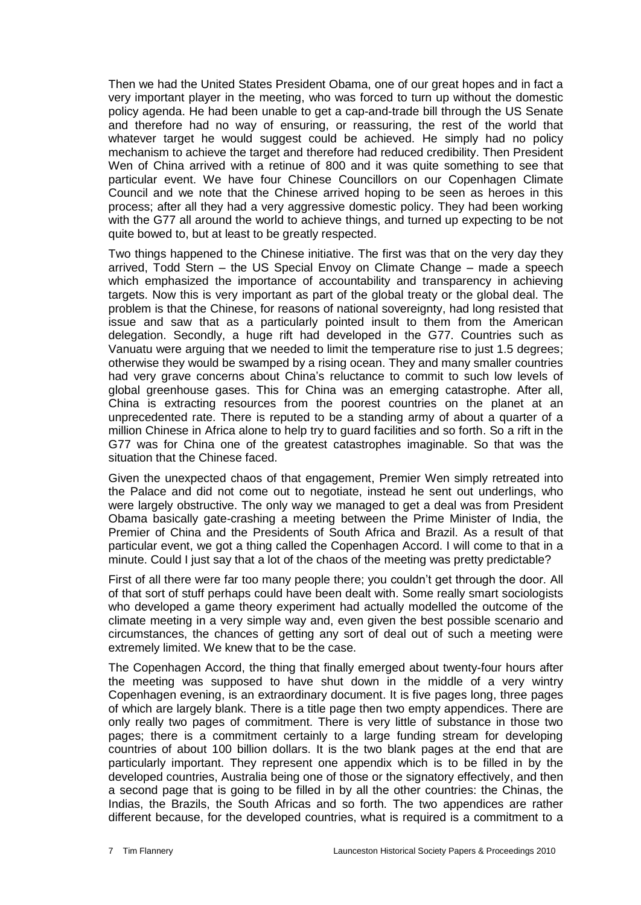Then we had the United States President Obama, one of our great hopes and in fact a very important player in the meeting, who was forced to turn up without the domestic policy agenda. He had been unable to get a cap-and-trade bill through the US Senate and therefore had no way of ensuring, or reassuring, the rest of the world that whatever target he would suggest could be achieved. He simply had no policy mechanism to achieve the target and therefore had reduced credibility. Then President Wen of China arrived with a retinue of 800 and it was quite something to see that particular event. We have four Chinese Councillors on our Copenhagen Climate Council and we note that the Chinese arrived hoping to be seen as heroes in this process; after all they had a very aggressive domestic policy. They had been working with the G77 all around the world to achieve things, and turned up expecting to be not quite bowed to, but at least to be greatly respected.

Two things happened to the Chinese initiative. The first was that on the very day they arrived, Todd Stern – the US Special Envoy on Climate Change – made a speech which emphasized the importance of accountability and transparency in achieving targets. Now this is very important as part of the global treaty or the global deal. The problem is that the Chinese, for reasons of national sovereignty, had long resisted that issue and saw that as a particularly pointed insult to them from the American delegation. Secondly, a huge rift had developed in the G77. Countries such as Vanuatu were arguing that we needed to limit the temperature rise to just 1.5 degrees; otherwise they would be swamped by a rising ocean. They and many smaller countries had very grave concerns about China's reluctance to commit to such low levels of global greenhouse gases. This for China was an emerging catastrophe. After all, China is extracting resources from the poorest countries on the planet at an unprecedented rate. There is reputed to be a standing army of about a quarter of a million Chinese in Africa alone to help try to guard facilities and so forth. So a rift in the G77 was for China one of the greatest catastrophes imaginable. So that was the situation that the Chinese faced.

Given the unexpected chaos of that engagement, Premier Wen simply retreated into the Palace and did not come out to negotiate, instead he sent out underlings, who were largely obstructive. The only way we managed to get a deal was from President Obama basically gate-crashing a meeting between the Prime Minister of India, the Premier of China and the Presidents of South Africa and Brazil. As a result of that particular event, we got a thing called the Copenhagen Accord. I will come to that in a minute. Could I just say that a lot of the chaos of the meeting was pretty predictable?

First of all there were far too many people there; you couldn't get through the door. All of that sort of stuff perhaps could have been dealt with. Some really smart sociologists who developed a game theory experiment had actually modelled the outcome of the climate meeting in a very simple way and, even given the best possible scenario and circumstances, the chances of getting any sort of deal out of such a meeting were extremely limited. We knew that to be the case.

The Copenhagen Accord, the thing that finally emerged about twenty-four hours after the meeting was supposed to have shut down in the middle of a very wintry Copenhagen evening, is an extraordinary document. It is five pages long, three pages of which are largely blank. There is a title page then two empty appendices. There are only really two pages of commitment. There is very little of substance in those two pages; there is a commitment certainly to a large funding stream for developing countries of about 100 billion dollars. It is the two blank pages at the end that are particularly important. They represent one appendix which is to be filled in by the developed countries, Australia being one of those or the signatory effectively, and then a second page that is going to be filled in by all the other countries: the Chinas, the Indias, the Brazils, the South Africas and so forth. The two appendices are rather different because, for the developed countries, what is required is a commitment to a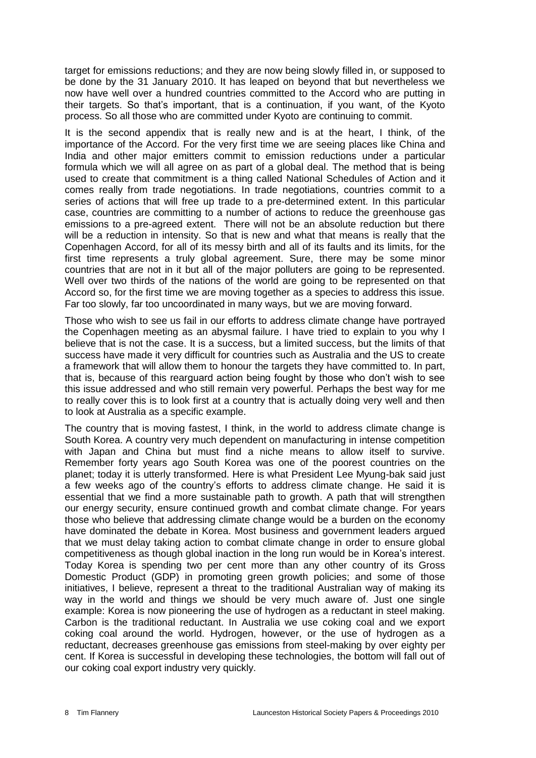target for emissions reductions; and they are now being slowly filled in, or supposed to be done by the 31 January 2010. It has leaped on beyond that but nevertheless we now have well over a hundred countries committed to the Accord who are putting in their targets. So that's important, that is a continuation, if you want, of the Kyoto process. So all those who are committed under Kyoto are continuing to commit.

It is the second appendix that is really new and is at the heart, I think, of the importance of the Accord. For the very first time we are seeing places like China and India and other major emitters commit to emission reductions under a particular formula which we will all agree on as part of a global deal. The method that is being used to create that commitment is a thing called National Schedules of Action and it comes really from trade negotiations. In trade negotiations, countries commit to a series of actions that will free up trade to a pre-determined extent. In this particular case, countries are committing to a number of actions to reduce the greenhouse gas emissions to a pre-agreed extent. There will not be an absolute reduction but there will be a reduction in intensity. So that is new and what that means is really that the Copenhagen Accord, for all of its messy birth and all of its faults and its limits, for the first time represents a truly global agreement. Sure, there may be some minor countries that are not in it but all of the major polluters are going to be represented. Well over two thirds of the nations of the world are going to be represented on that Accord so, for the first time we are moving together as a species to address this issue. Far too slowly, far too uncoordinated in many ways, but we are moving forward.

Those who wish to see us fail in our efforts to address climate change have portrayed the Copenhagen meeting as an abysmal failure. I have tried to explain to you why I believe that is not the case. It is a success, but a limited success, but the limits of that success have made it very difficult for countries such as Australia and the US to create a framework that will allow them to honour the targets they have committed to. In part, that is, because of this rearguard action being fought by those who don't wish to see this issue addressed and who still remain very powerful. Perhaps the best way for me to really cover this is to look first at a country that is actually doing very well and then to look at Australia as a specific example.

The country that is moving fastest, I think, in the world to address climate change is South Korea. A country very much dependent on manufacturing in intense competition with Japan and China but must find a niche means to allow itself to survive. Remember forty years ago South Korea was one of the poorest countries on the planet; today it is utterly transformed. Here is what President Lee Myung-bak said just a few weeks ago of the country's efforts to address climate change. He said it is essential that we find a more sustainable path to growth. A path that will strengthen our energy security, ensure continued growth and combat climate change. For years those who believe that addressing climate change would be a burden on the economy have dominated the debate in Korea. Most business and government leaders argued that we must delay taking action to combat climate change in order to ensure global competitiveness as though global inaction in the long run would be in Korea's interest. Today Korea is spending two per cent more than any other country of its Gross Domestic Product (GDP) in promoting green growth policies; and some of those initiatives, I believe, represent a threat to the traditional Australian way of making its way in the world and things we should be very much aware of. Just one single example: Korea is now pioneering the use of hydrogen as a reductant in steel making. Carbon is the traditional reductant. In Australia we use coking coal and we export coking coal around the world. Hydrogen, however, or the use of hydrogen as a reductant, decreases greenhouse gas emissions from steel-making by over eighty per cent. If Korea is successful in developing these technologies, the bottom will fall out of our coking coal export industry very quickly.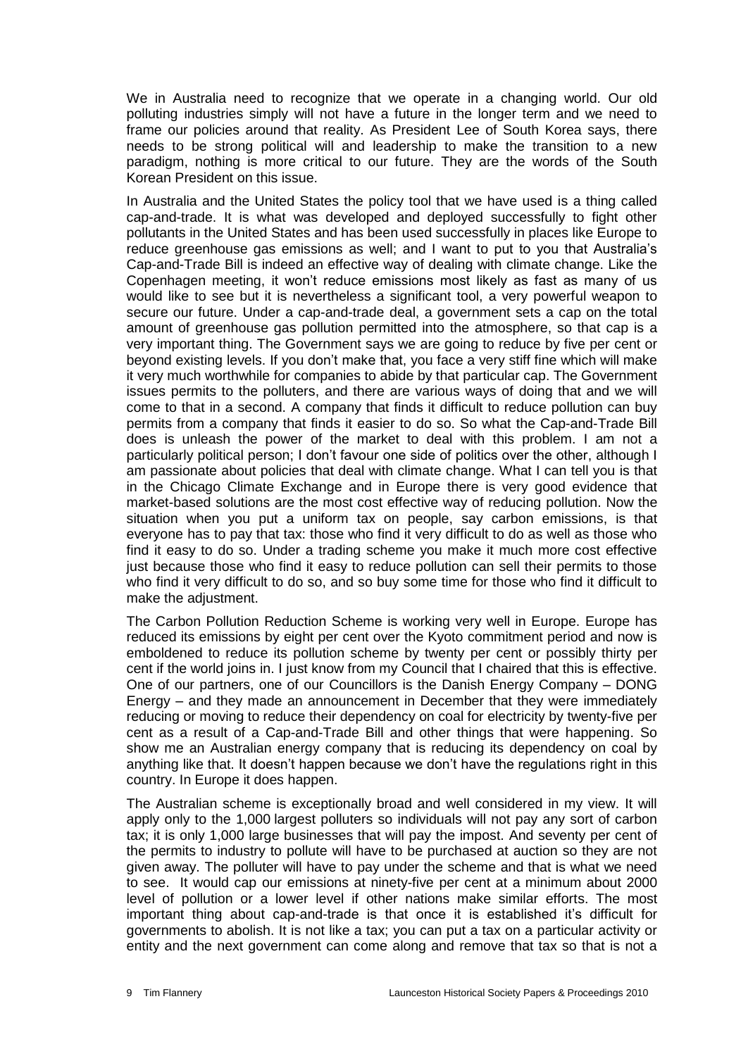We in Australia need to recognize that we operate in a changing world. Our old polluting industries simply will not have a future in the longer term and we need to frame our policies around that reality. As President Lee of South Korea says, there needs to be strong political will and leadership to make the transition to a new paradigm, nothing is more critical to our future. They are the words of the South Korean President on this issue.

In Australia and the United States the policy tool that we have used is a thing called cap-and-trade. It is what was developed and deployed successfully to fight other pollutants in the United States and has been used successfully in places like Europe to reduce greenhouse gas emissions as well; and I want to put to you that Australia's Cap-and-Trade Bill is indeed an effective way of dealing with climate change. Like the Copenhagen meeting, it won't reduce emissions most likely as fast as many of us would like to see but it is nevertheless a significant tool, a very powerful weapon to secure our future. Under a cap-and-trade deal, a government sets a cap on the total amount of greenhouse gas pollution permitted into the atmosphere, so that cap is a very important thing. The Government says we are going to reduce by five per cent or beyond existing levels. If you don't make that, you face a very stiff fine which will make it very much worthwhile for companies to abide by that particular cap. The Government issues permits to the polluters, and there are various ways of doing that and we will come to that in a second. A company that finds it difficult to reduce pollution can buy permits from a company that finds it easier to do so. So what the Cap-and-Trade Bill does is unleash the power of the market to deal with this problem. I am not a particularly political person; I don't favour one side of politics over the other, although I am passionate about policies that deal with climate change. What I can tell you is that in the Chicago Climate Exchange and in Europe there is very good evidence that market-based solutions are the most cost effective way of reducing pollution. Now the situation when you put a uniform tax on people, say carbon emissions, is that everyone has to pay that tax: those who find it very difficult to do as well as those who find it easy to do so. Under a trading scheme you make it much more cost effective just because those who find it easy to reduce pollution can sell their permits to those who find it very difficult to do so, and so buy some time for those who find it difficult to make the adjustment.

The Carbon Pollution Reduction Scheme is working very well in Europe. Europe has reduced its emissions by eight per cent over the Kyoto commitment period and now is emboldened to reduce its pollution scheme by twenty per cent or possibly thirty per cent if the world joins in. I just know from my Council that I chaired that this is effective. One of our partners, one of our Councillors is the Danish Energy Company – DONG Energy – and they made an announcement in December that they were immediately reducing or moving to reduce their dependency on coal for electricity by twenty-five per cent as a result of a Cap-and-Trade Bill and other things that were happening. So show me an Australian energy company that is reducing its dependency on coal by anything like that. It doesn't happen because we don't have the regulations right in this country. In Europe it does happen.

The Australian scheme is exceptionally broad and well considered in my view. It will apply only to the 1,000 largest polluters so individuals will not pay any sort of carbon tax; it is only 1,000 large businesses that will pay the impost. And seventy per cent of the permits to industry to pollute will have to be purchased at auction so they are not given away. The polluter will have to pay under the scheme and that is what we need to see. It would cap our emissions at ninety-five per cent at a minimum about 2000 level of pollution or a lower level if other nations make similar efforts. The most important thing about cap-and-trade is that once it is established it's difficult for governments to abolish. It is not like a tax; you can put a tax on a particular activity or entity and the next government can come along and remove that tax so that is not a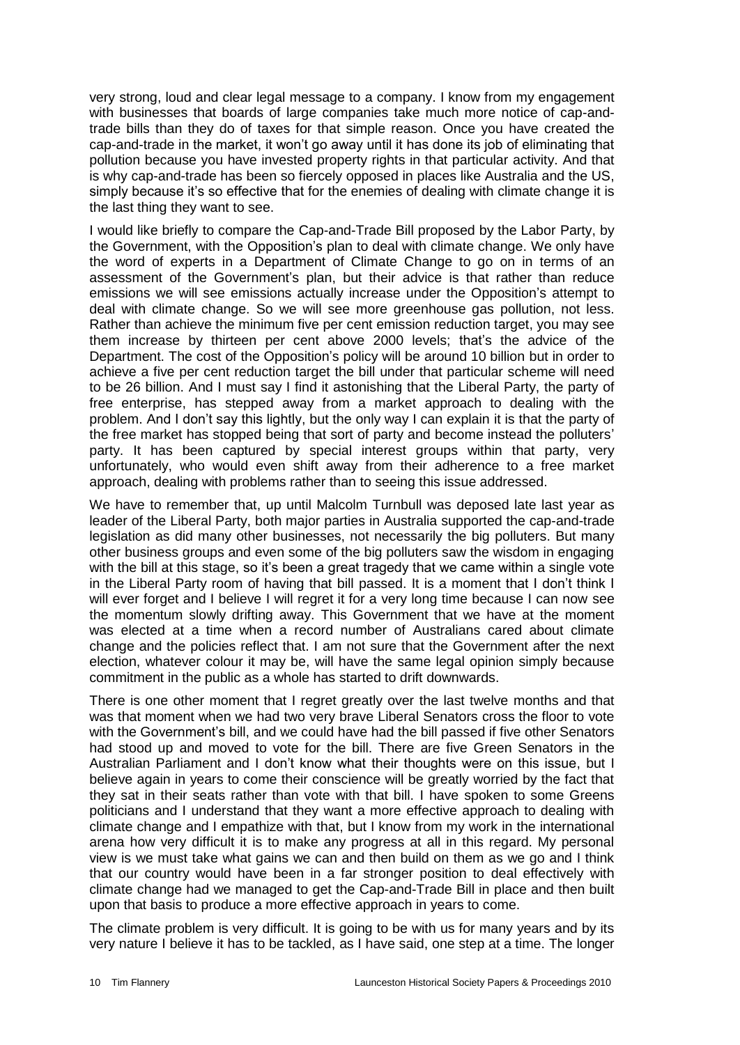very strong, loud and clear legal message to a company. I know from my engagement with businesses that boards of large companies take much more notice of cap-and-trade bills than they do of taxes for that simple reason. Once you have created the cap-and-trade in the market, it won't go away until it has done its job of eliminating that pollution because you have invested property rights in that particular activity. And that is why cap-and-trade has been so fiercely opposed in places like Australia and the US, simply because it's so effective that for the enemies of dealing with climate change it is the last thing they want to see.

I would like briefly to compare the Cap-and-Trade Bill proposed by the Labor Party, by the Government, with the Opposition's plan to deal with climate change. We only have the word of experts in a Department of Climate Change to go on in terms of an assessment of the Government's plan, but their advice is that rather than reduce emissions we will see emissions actually increase under the Opposition's attempt to deal with climate change. So we will see more greenhouse gas pollution, not less. Rather than achieve the minimum five per cent emission reduction target, you may see them increase by thirteen per cent above 2000 levels; that's the advice of the Department. The cost of the Opposition's policy will be around 10 billion but in order to achieve a five per cent reduction target the bill under that particular scheme will need to be 26 billion. And I must say I find it astonishing that the Liberal Party, the party of free enterprise, has stepped away from a market approach to dealing with the problem. And I don't say this lightly, but the only way I can explain it is that the party of the free market has stopped being that sort of party and become instead the polluters' party. It has been captured by special interest groups within that party, very unfortunately, who would even shift away from their adherence to a free market approach, dealing with problems rather than to seeing this issue addressed.

We have to remember that, up until Malcolm Turnbull was deposed late last year as leader of the Liberal Party, both major parties in Australia supported the cap-and-trade legislation as did many other businesses, not necessarily the big polluters. But many other business groups and even some of the big polluters saw the wisdom in engaging with the bill at this stage, so it's been a great tragedy that we came within a single vote in the Liberal Party room of having that bill passed. It is a moment that I don't think I will ever forget and I believe I will regret it for a very long time because I can now see the momentum slowly drifting away. This Government that we have at the moment was elected at a time when a record number of Australians cared about climate change and the policies reflect that. I am not sure that the Government after the next election, whatever colour it may be, will have the same legal opinion simply because commitment in the public as a whole has started to drift downwards.

There is one other moment that I regret greatly over the last twelve months and that was that moment when we had two very brave Liberal Senators cross the floor to vote with the Government's bill, and we could have had the bill passed if five other Senators had stood up and moved to vote for the bill. There are five Green Senators in the Australian Parliament and I don't know what their thoughts were on this issue, but I believe again in years to come their conscience will be greatly worried by the fact that they sat in their seats rather than vote with that bill. I have spoken to some Greens politicians and I understand that they want a more effective approach to dealing with climate change and I empathize with that, but I know from my work in the international arena how very difficult it is to make any progress at all in this regard. My personal view is we must take what gains we can and then build on them as we go and I think that our country would have been in a far stronger position to deal effectively with climate change had we managed to get the Cap-and-Trade Bill in place and then built upon that basis to produce a more effective approach in years to come.

The climate problem is very difficult. It is going to be with us for many years and by its very nature I believe it has to be tackled, as I have said, one step at a time. The longer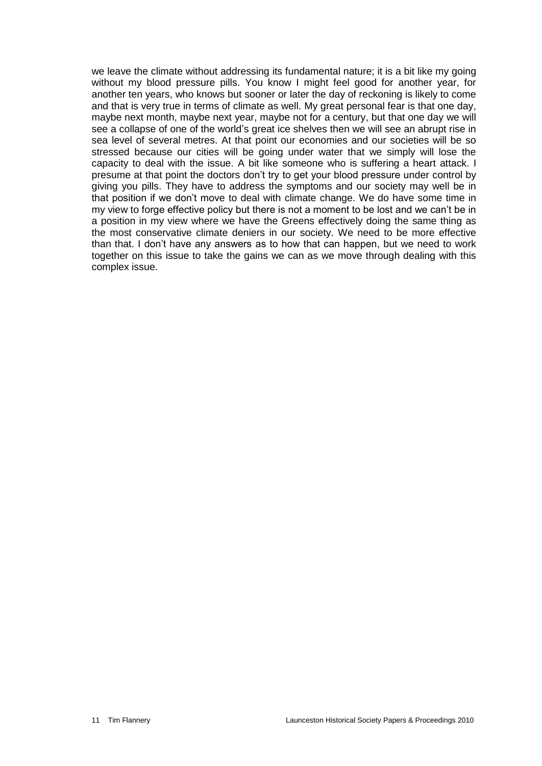we leave the climate without addressing its fundamental nature; it is a bit like my going without my blood pressure pills. You know I might feel good for another year, for another ten years, who knows but sooner or later the day of reckoning is likely to come and that is very true in terms of climate as well. My great personal fear is that one day, maybe next month, maybe next year, maybe not for a century, but that one day we will see a collapse of one of the world's great ice shelves then we will see an abrupt rise in sea level of several metres. At that point our economies and our societies will be so stressed because our cities will be going under water that we simply will lose the capacity to deal with the issue. A bit like someone who is suffering a heart attack. I presume at that point the doctors don't try to get your blood pressure under control by giving you pills. They have to address the symptoms and our society may well be in that position if we don't move to deal with climate change. We do have some time in my view to forge effective policy but there is not a moment to be lost and we can't be in a position in my view where we have the Greens effectively doing the same thing as the most conservative climate deniers in our society. We need to be more effective than that. I don't have any answers as to how that can happen, but we need to work together on this issue to take the gains we can as we move through dealing with this complex issue.